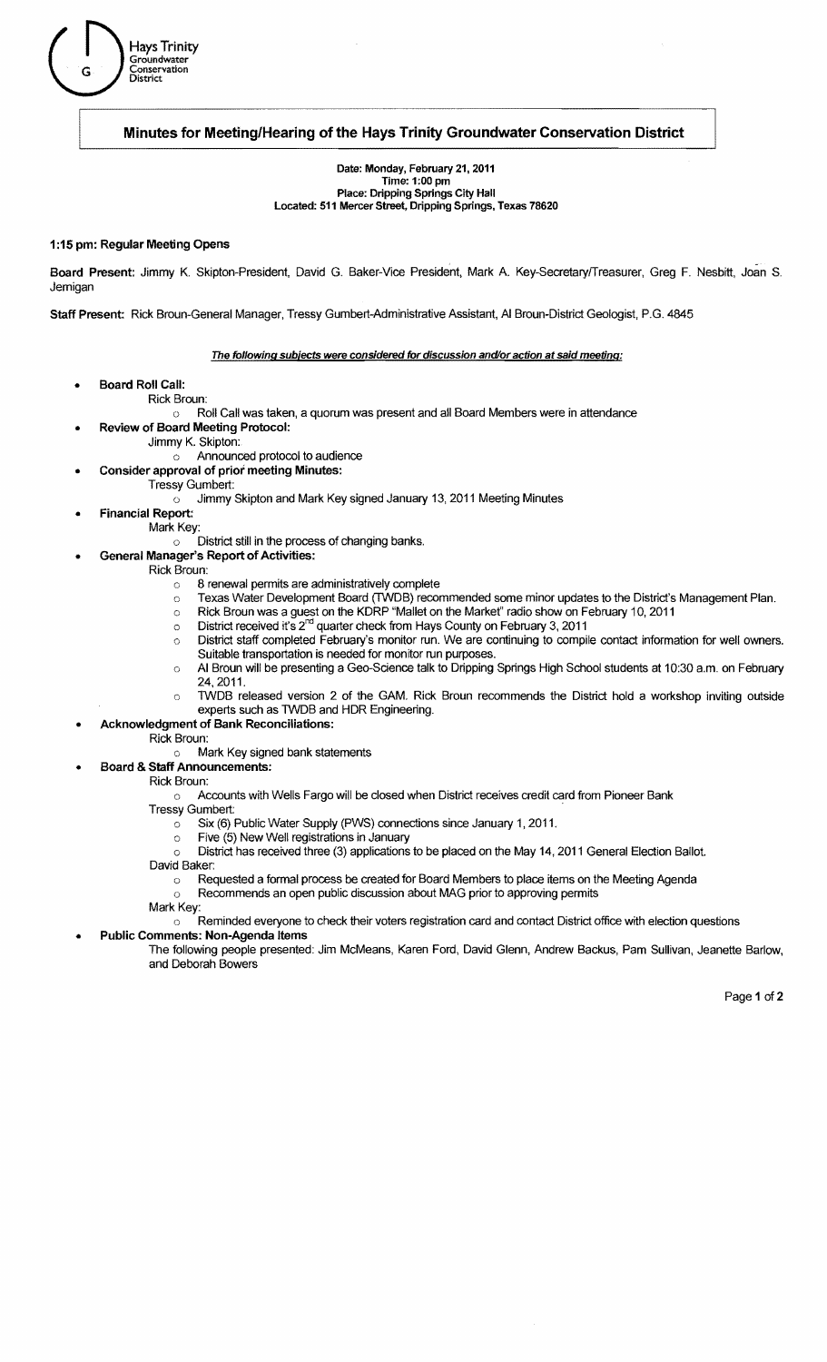Hays Trinity Groundwater Conservation District

# Minutes for Meeting/Hearing of the Hays Trinity Groundwater Conservation District

**Date: Monday, February 21, 2011**
**Time: 1:00 pm**
**Place: Dripping Springs City Hall**
**Located: 511 Mercer Street, Dripping Springs, Texas 78620**

**1:15 pm: Regular Meeting Opens**

**Board Present:** Jimmy K. Skipton-President, David G. Baker-Vice President, Mark A. Key-Secretary/Treasurer, Greg F. Nesbitt, Joan S. Jernigan

**Staff Present:** Rick Broun-General Manager, Tressy Gumbert-Administrative Assistant, Al Broun-District Geologist, P.G. 4845

***The following subjects were considered for discussion and/or action at said meeting:***

- **Board Roll Call:**
  - Rick Broun:
    - Roll Call was taken, a quorum was present and all Board Members were in attendance
- **Review of Board Meeting Protocol:**
  - Jimmy K. Skipton:
    - Announced protocol to audience
- **Consider approval of prior meeting Minutes:**
  - Tressy Gumbert:
    - Jimmy Skipton and Mark Key signed January 13, 2011 Meeting Minutes
- **Financial Report:**
  - Mark Key:
    - District still in the process of changing banks.
- **General Manager's Report of Activities:**
  - Rick Broun:
    - 8 renewal permits are administratively complete
    - Texas Water Development Board (TWDB) recommended some minor updates to the District's Management Plan.
    - Rick Broun was a guest on the KDRP "Mallet on the Market" radio show on February 10, 2011
    - District received it's 2nd quarter check from Hays County on February 3, 2011
    - District staff completed February's monitor run. We are continuing to compile contact information for well owners. Suitable transportation is needed for monitor run purposes.
    - Al Broun will be presenting a Geo-Science talk to Dripping Springs High School students at 10:30 a.m. on February 24, 2011.
    - TWDB released version 2 of the GAM. Rick Broun recommends the District hold a workshop inviting outside experts such as TWDB and HDR Engineering.
- **Acknowledgment of Bank Reconciliations:**
  - Rick Broun:
    - Mark Key signed bank statements
- **Board & Staff Announcements:**
  - Rick Broun:
    - Accounts with Wells Fargo will be closed when District receives credit card from Pioneer Bank
  - Tressy Gumbert:
    - Six (6) Public Water Supply (PWS) connections since January 1, 2011.
    - Five (5) New Well registrations in January
    - District has received three (3) applications to be placed on the May 14, 2011 General Election Ballot.
  - David Baker:
    - Requested a formal process be created for Board Members to place items on the Meeting Agenda
    - Recommends an open public discussion about MAG prior to approving permits
  - Mark Key:
    - Reminded everyone to check their voters registration card and contact District office with election questions
- **Public Comments: Non-Agenda Items**

  The following people presented: Jim McMeans, Karen Ford, David Glenn, Andrew Backus, Pam Sullivan, Jeanette Barlow, and Deborah Bowers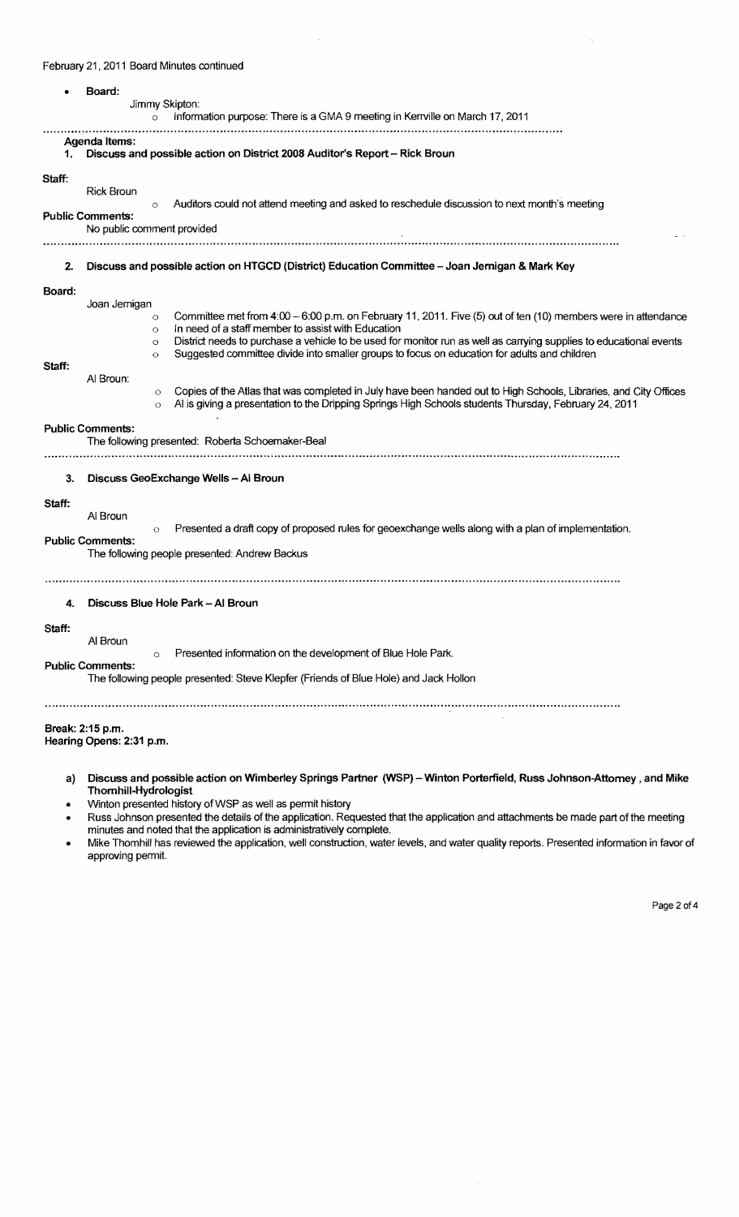February 21, 2011 Board Minutes continued

- **Board:**
  - Jimmy Skipton:
    - Information purpose: There is a GMA 9 meeting in Kerrville on March 17, 2011

---

**Agenda Items:**

**1. Discuss and possible action on District 2008 Auditor's Report – Rick Broun**

**Staff:**

Rick Broun

- Auditors could not attend meeting and asked to reschedule discussion to next month's meeting

**Public Comments:**

No public comment provided

---

**2. Discuss and possible action on HTGCD (District) Education Committee – Joan Jernigan & Mark Key**

**Board:**

Joan Jernigan

- Committee met from 4:00 – 6:00 p.m. on February 11, 2011. Five (5) out of ten (10) members were in attendance
- In need of a staff member to assist with Education
- District needs to purchase a vehicle to be used for monitor run as well as carrying supplies to educational events
- Suggested committee divide into smaller groups to focus on education for adults and children

**Staff:**

Al Broun:

- Copies of the Atlas that was completed in July have been handed out to High Schools, Libraries, and City Offices
- Al is giving a presentation to the Dripping Springs High Schools students Thursday, February 24, 2011

**Public Comments:**

The following presented: Roberta Schoemaker-Beal

---

**3. Discuss GeoExchange Wells – Al Broun**

**Staff:**

Al Broun

- Presented a draft copy of proposed rules for geoexchange wells along with a plan of implementation.

**Public Comments:**

The following people presented: Andrew Backus

---

**4. Discuss Blue Hole Park – Al Broun**

**Staff:**

Al Broun

- Presented information on the development of Blue Hole Park.

**Public Comments:**

The following people presented: Steve Klepfer (Friends of Blue Hole) and Jack Hollon

---

**Break: 2:15 p.m.**
**Hearing Opens: 2:31 p.m.**

**a) Discuss and possible action on Wimberley Springs Partner (WSP) – Winton Porterfield, Russ Johnson-Attorney , and Mike Thornhill-Hydrologist**

- Winton presented history of WSP as well as permit history
- Russ Johnson presented the details of the application. Requested that the application and attachments be made part of the meeting minutes and noted that the application is administratively complete.
- Mike Thornhill has reviewed the application, well construction, water levels, and water quality reports. Presented information in favor of approving permit.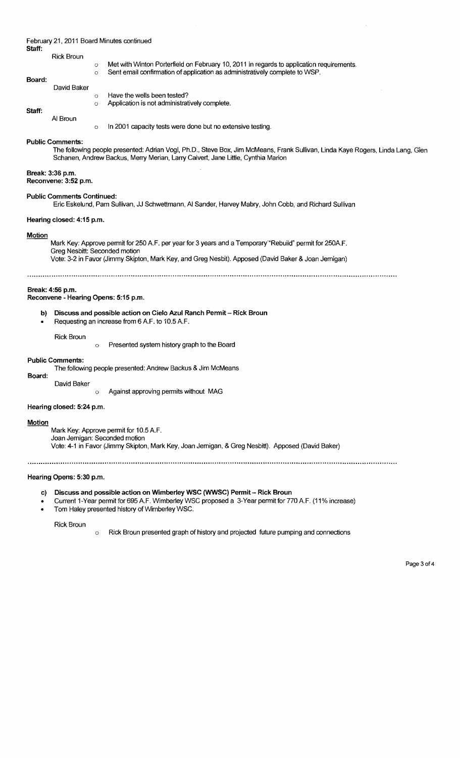February 21, 2011 Board Minutes continued

**Staff:**

Rick Broun

- Met with Winton Porterfield on February 10, 2011 in regards to application requirements.
- Sent email confirmation of application as administratively complete to WSP.

**Board:**

David Baker

- Have the wells been tested?
- Application is not administratively complete.

**Staff:**

Al Broun

- In 2001 capacity tests were done but no extensive testing.

**Public Comments:**

The following people presented: Adrian Vogl, Ph.D., Steve Box, Jim McMeans, Frank Sullivan, Linda Kaye Rogers, Linda Lang, Glen Schanen, Andrew Backus, Merry Merian, Larry Calvert, Jane Little, Cynthia Marion

**Break: 3:36 p.m.**
**Reconvene: 3:52 p.m.**

**Public Comments Continued:**

Eric Eskelund, Pam Sullivan, JJ Schwettmann, Al Sander, Harvey Mabry, John Cobb, and Richard Sullivan

**Hearing closed: 4:15 p.m.**

**Motion**

Mark Key: Approve permit for 250 A.F. per year for 3 years and a Temporary "Rebuild" permit for 250A.F.
Greg Nesbitt: Seconded motion
Vote: 3-2 in Favor (Jimmy Skipton, Mark Key, and Greg Nesbit). Apposed (David Baker & Joan Jernigan)

---

**Break: 4:56 p.m.**
**Reconvene - Hearing Opens: 5:15 p.m.**

**b) Discuss and possible action on Cielo Azul Ranch Permit – Rick Broun**

- Requesting an increase from 6 A.F. to 10.5 A.F.

Rick Broun

- Presented system history graph to the Board

**Public Comments:**

The following people presented: Andrew Backus & Jim McMeans

**Board:**

David Baker

- Against approving permits without MAG

**Hearing closed: 5:24 p.m.**

**Motion**

Mark Key: Approve permit for 10.5 A.F.
Joan Jernigan: Seconded motion
Vote: 4-1 in Favor (Jimmy Skipton, Mark Key, Joan Jernigan, & Greg Nesbitt). Apposed (David Baker)

---

**Hearing Opens: 5:30 p.m.**

**c) Discuss and possible action on Wimberley WSC (WWSC) Permit – Rick Broun**

- Current 1-Year permit for 695 A.F. Wimberley WSC proposed a 3-Year permit for 770 A.F. (11% increase)
- Tom Haley presented history of Wimberley WSC.

Rick Broun

- Rick Broun presented graph of history and projected future pumping and connections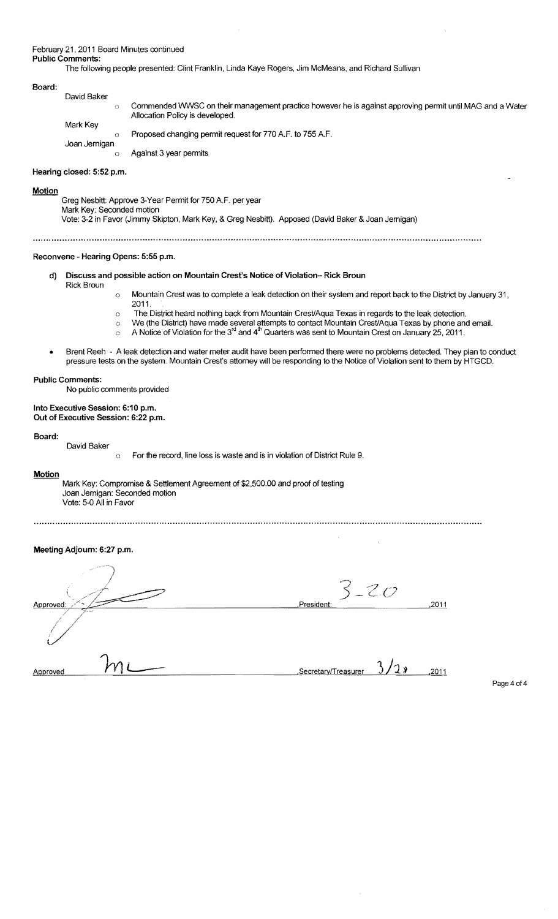February 21, 2011 Board Minutes continued

**Public Comments:**

The following people presented: Clint Franklin, Linda Kaye Rogers, Jim McMeans, and Richard Sullivan

**Board:**

David Baker

- Commended WWSC on their management practice however he is against approving permit until MAG and a Water Allocation Policy is developed.

Mark Key

- Proposed changing permit request for 770 A.F. to 755 A.F.

Joan Jernigan

- Against 3 year permits

**Hearing closed: 5:52 p.m.**

**Motion**

Greg Nesbitt: Approve 3-Year Permit for 750 A.F. per year
Mark Key: Seconded motion
Vote: 3-2 in Favor (Jimmy Skipton, Mark Key, & Greg Nesbitt). Apposed (David Baker & Joan Jernigan)

---

**Reconvene - Hearing Opens: 5:55 p.m.**

d) **Discuss and possible action on Mountain Crest's Notice of Violation– Rick Broun**

Rick Broun

- Mountain Crest was to complete a leak detection on their system and report back to the District by January 31, 2011.
- The District heard nothing back from Mountain Crest/Aqua Texas in regards to the leak detection.
- We (the District) have made several attempts to contact Mountain Crest/Aqua Texas by phone and email.
- A Notice of Violation for the 3rd and 4th Quarters was sent to Mountain Crest on January 25, 2011.

- Brent Reeh - A leak detection and water meter audit have been performed there were no problems detected. They plan to conduct pressure tests on the system. Mountain Crest's attorney will be responding to the Notice of Violation sent to them by HTGCD.

**Public Comments:**

No public comments provided

**Into Executive Session: 6:10 p.m.**
**Out of Executive Session: 6:22 p.m.**

**Board:**

David Baker

- For the record, line loss is waste and is in violation of District Rule 9.

**Motion**

Mark Key: Compromise & Settlement Agreement of $2,500.00 and proof of testing
Joan Jernigan: Seconded motion
Vote: 5-0 All in Favor

---

**Meeting Adjourn: 6:27 p.m.**

Approved: ______________________ ,President: 3-20 ,2011

Approved ______________________ ,Secretary/Treasurer 3/20 ,2011